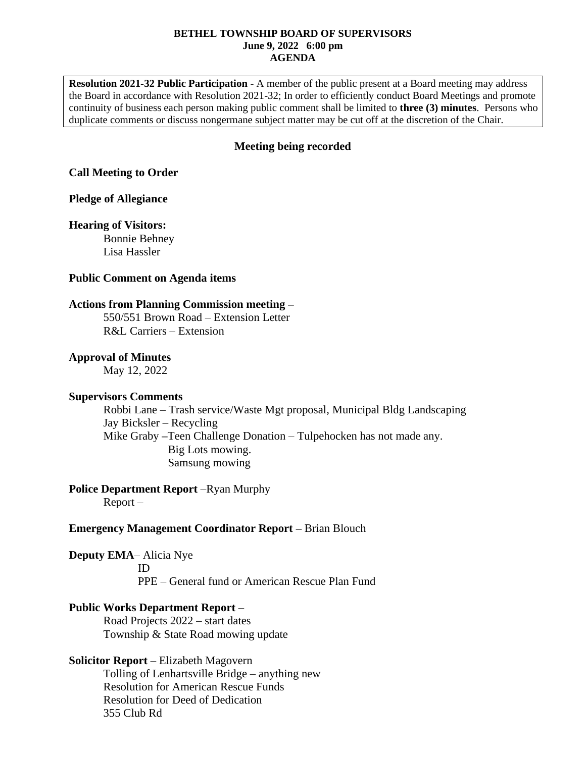**BETHEL TOWNSHIP BOARD OF SUPERVISORS**
**June 9, 2022 6:00 pm**
**AGENDA**

**Resolution 2021-32 Public Participation** - A member of the public present at a Board meeting may address the Board in accordance with Resolution 2021-32; In order to efficiently conduct Board Meetings and promote continuity of business each person making public comment shall be limited to **three (3) minutes**. Persons who duplicate comments or discuss nongermane subject matter may be cut off at the discretion of the Chair.

**Meeting being recorded**

**Call Meeting to Order**

**Pledge of Allegiance**

**Hearing of Visitors:**

Bonnie Behney
Lisa Hassler

**Public Comment on Agenda items**

**Actions from Planning Commission meeting –**

550/551 Brown Road – Extension Letter
R&L Carriers – Extension

**Approval of Minutes**

May 12, 2022

**Supervisors Comments**

Robbi Lane – Trash service/Waste Mgt proposal, Municipal Bldg Landscaping
Jay Bicksler – Recycling
Mike Graby –Teen Challenge Donation – Tulpehocken has not made any.
Big Lots mowing.
Samsung mowing

**Police Department Report** –Ryan Murphy

Report –

**Emergency Management Coordinator Report –** Brian Blouch

**Deputy EMA**– Alicia Nye

ID
PPE – General fund or American Rescue Plan Fund

**Public Works Department Report** –

Road Projects 2022 – start dates
Township & State Road mowing update

**Solicitor Report** – Elizabeth Magovern

Tolling of Lenhartsville Bridge – anything new
Resolution for American Rescue Funds
Resolution for Deed of Dedication
355 Club Rd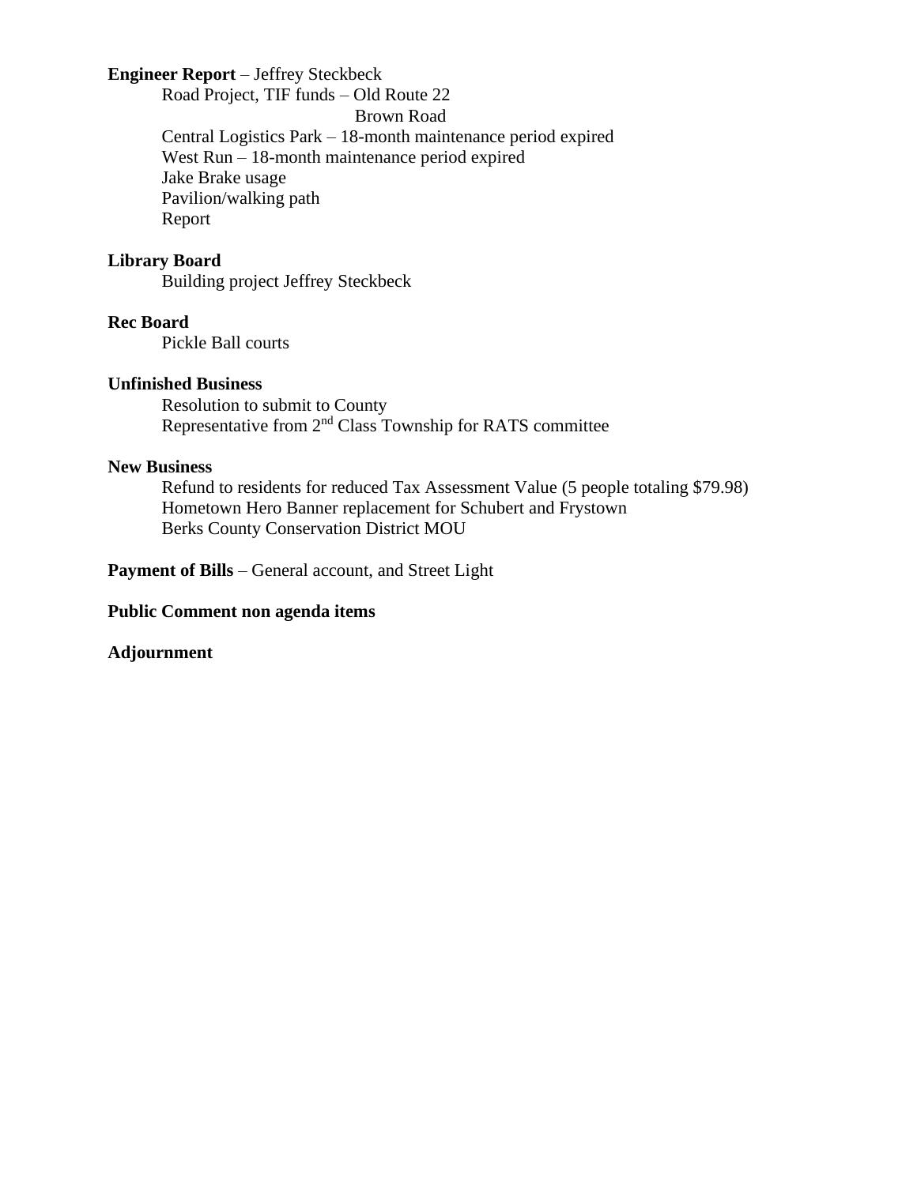**Engineer Report** – Jeffrey Steckbeck

- Road Project, TIF funds – Old Route 22
  - Brown Road
- Central Logistics Park – 18-month maintenance period expired
- West Run – 18-month maintenance period expired
- Jake Brake usage
- Pavilion/walking path
- Report

**Library Board**

- Building project Jeffrey Steckbeck

**Rec Board**

- Pickle Ball courts

**Unfinished Business**

- Resolution to submit to County
- Representative from 2nd Class Township for RATS committee

**New Business**

- Refund to residents for reduced Tax Assessment Value (5 people totaling $79.98)
- Hometown Hero Banner replacement for Schubert and Frystown
- Berks County Conservation District MOU

**Payment of Bills** – General account, and Street Light

**Public Comment non agenda items**

**Adjournment**